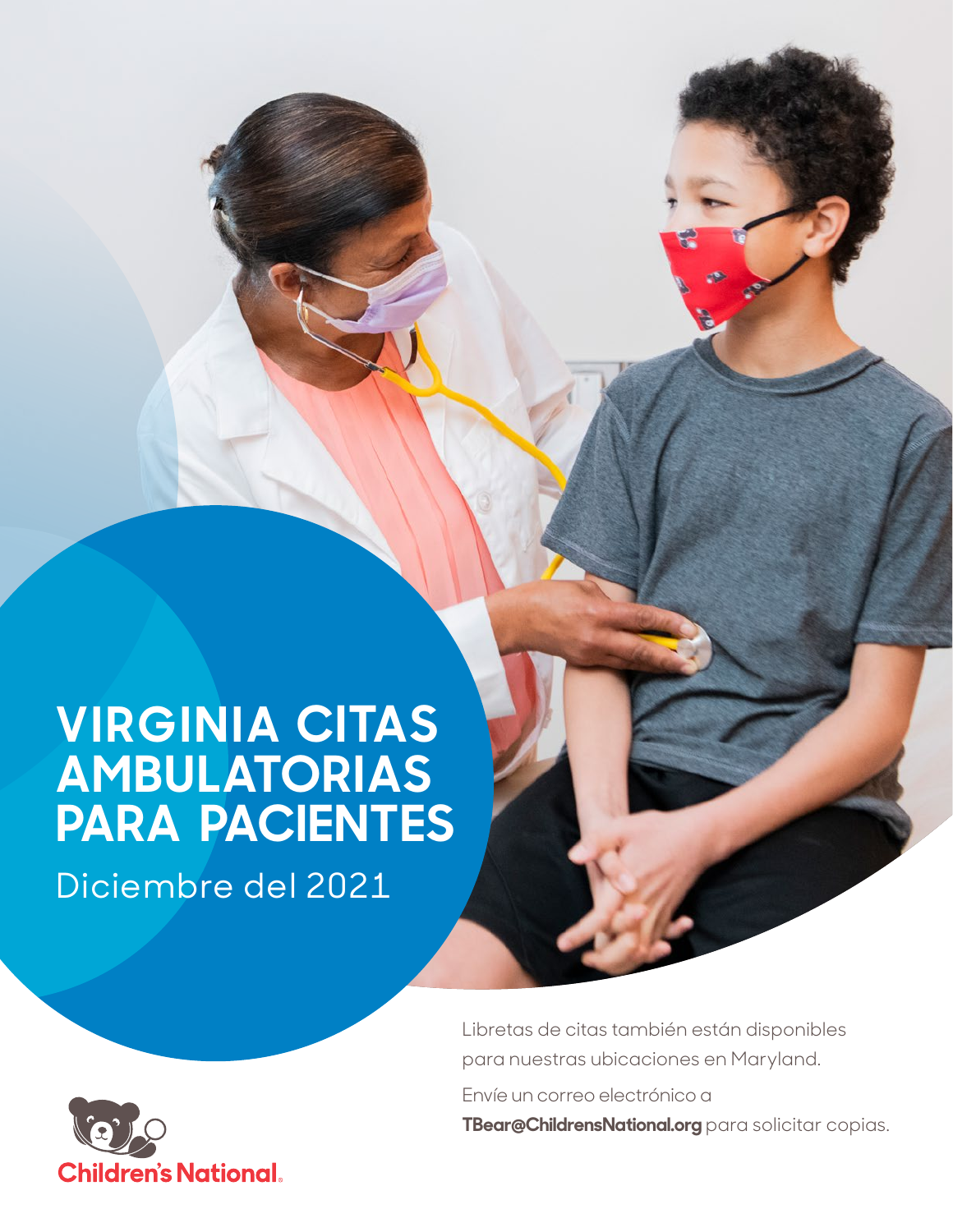# VIRGINIA CITAS AMBULATORIAS PARA PACIENTES

Diciembre del 2021

Libretas de citas también están disponibles para nuestras ubicaciones en Maryland.

Envíe un correo electrónico a **TBear@ChildrensNational.org** para solicitar copias.

Children's National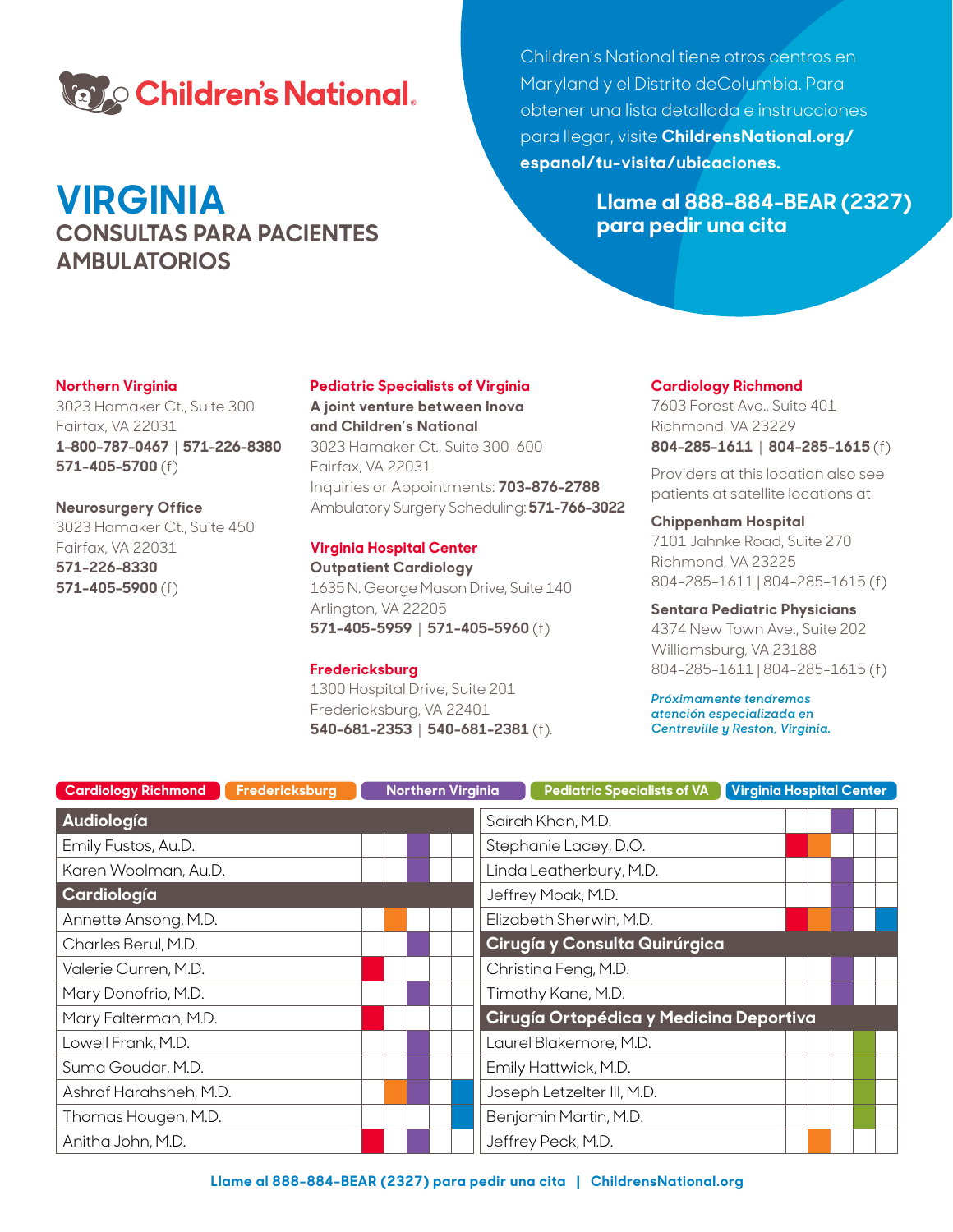# VIRGINIA

## CONSULTAS PARA PACIENTES AMBULATORIOS

Children's National tiene otros centros en Maryland y el Distrito deColumbia. Para obtener una lista detallada e instrucciones para llegar, visite **ChildrensNational.org/espanol/tu-visita/ubicaciones.**

**Llame al 888-884-BEAR (2327) para pedir una cita**

### Northern Virginia

3023 Hamaker Ct., Suite 300
Fairfax, VA 22031
**1-800-787-0467** | **571-226-8380**
**571-405-5700** (f)

### Neurosurgery Office

3023 Hamaker Ct., Suite 450
Fairfax, VA 22031
**571-226-8330**
**571-405-5900** (f)

### Pediatric Specialists of Virginia

**A joint venture between Inova and Children's National**
3023 Hamaker Ct., Suite 300-600
Fairfax, VA 22031
Inquiries or Appointments: **703-876-2788**
Ambulatory Surgery Scheduling: **571-766-3022**

### Virginia Hospital Center

**Outpatient Cardiology**
1635 N. George Mason Drive, Suite 140
Arlington, VA 22205
**571-405-5959** | **571-405-5960** (f)

### Fredericksburg

1300 Hospital Drive, Suite 201
Fredericksburg, VA 22401
**540-681-2353** | **540-681-2381** (f).

### Cardiology Richmond

7603 Forest Ave., Suite 401
Richmond, VA 23229
**804-285-1611** | **804-285-1615** (f)

Providers at this location also see patients at satellite locations at

**Chippenham Hospital**
7101 Jahnke Road, Suite 270
Richmond, VA 23225
804-285-1611 | 804-285-1615 (f)

**Sentara Pediatric Physicians**
4374 New Town Ave., Suite 202
Williamsburg, VA 23188
804-285-1611 | 804-285-1615 (f)

*Próximamente tendremos atención especializada en Centreville y Reston, Virginia.*

| | Cardiology Richmond | Fredericksburg | Northern Virginia | Pediatric Specialists of VA | Virginia Hospital Center |
|---|---|---|---|---|---|
| **Audiología** | | | | | |
| Emily Fustos, Au.D. | | | X | | |
| Karen Woolman, Au.D. | | | X | | |
| **Cardiología** | | | | | |
| Annette Ansong, M.D. | | X | | | |
| Charles Berul, M.D. | | | X | | |
| Valerie Curren, M.D. | X | | | | |
| Mary Donofrio, M.D. | | | X | | |
| Mary Falterman, M.D. | X | | | | |
| Lowell Frank, M.D. | | | X | | |
| Suma Goudar, M.D. | | | X | | |
| Ashraf Harahsheh, M.D. | | X | X | | X |
| Thomas Hougen, M.D. | | | | | X |
| Anitha John, M.D. | X | | X | | |
| Sairah Khan, M.D. | | | X | | |
| Stephanie Lacey, D.O. | X | X | | | |
| Linda Leatherbury, M.D. | | | X | | |
| Jeffrey Moak, M.D. | | | X | | |
| Elizabeth Sherwin, M.D. | X | X | X | | X |
| **Cirugía y Consulta Quirúrgica** | | | | | |
| Christina Feng, M.D. | | | X | | |
| Timothy Kane, M.D. | | | X | | |
| **Cirugía Ortopédica y Medicina Deportiva** | | | | | |
| Laurel Blakemore, M.D. | | | | X | |
| Emily Hattwick, M.D. | | | | X | |
| Joseph Letzelter III, M.D. | | | | X | |
| Benjamin Martin, M.D. | | | | X | |
| Jeffrey Peck, M.D. | | X | | | |

**Llame al 888-884-BEAR (2327) para pedir una cita | ChildrensNational.org**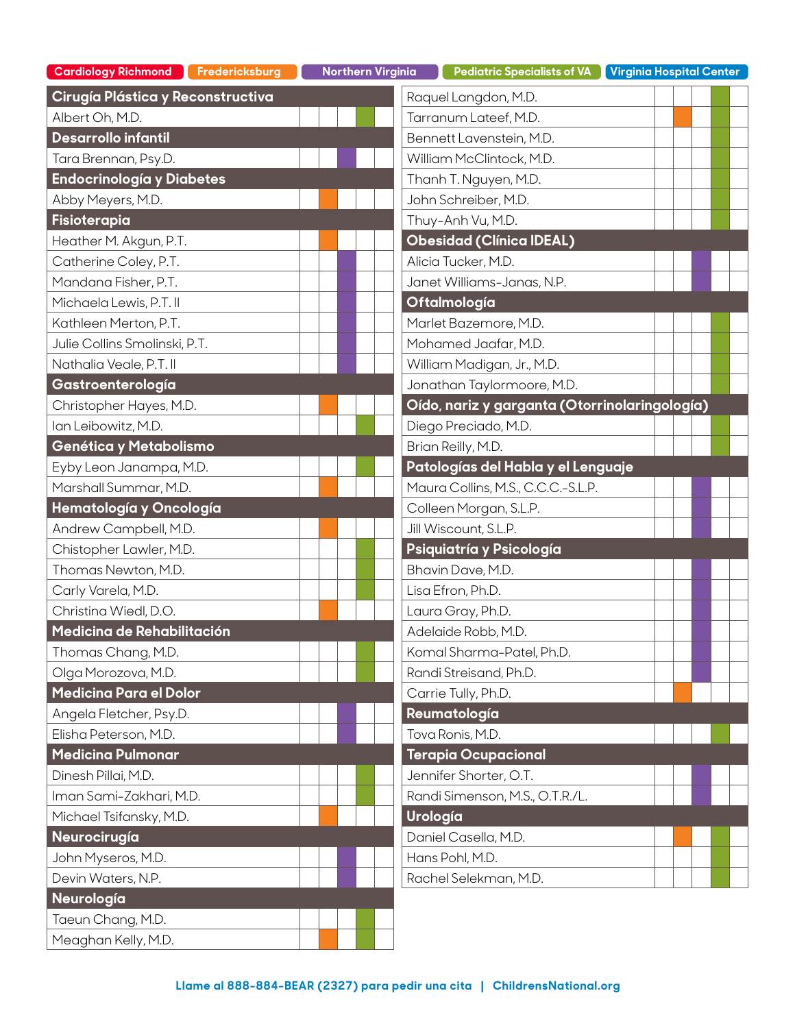| | Cardiology Richmond | Fredericksburg | Northern Virginia | Pediatric Specialists of VA | Virginia Hospital Center |
|---|---|---|---|---|---|
| **Cirugía Plástica y Reconstructiva** | | | | | |
| Albert Oh, M.D. | | | | X | |
| **Desarrollo infantil** | | | | | |
| Tara Brennan, Psy.D. | | | X | | |
| **Endocrinología y Diabetes** | | | | | |
| Abby Meyers, M.D. | | X | | | |
| **Fisioterapia** | | | | | |
| Heather M. Akgun, P.T. | | X | | | |
| Catherine Coley, P.T. | | | X | | |
| Mandana Fisher, P.T. | | | X | | |
| Michaela Lewis, P.T. II | | | X | | |
| Kathleen Merton, P.T. | | | X | | |
| Julie Collins Smolinski, P.T. | | | X | | |
| Nathalia Veale, P.T. II | | | X | | |
| **Gastroenterología** | | | | | |
| Christopher Hayes, M.D. | | X | | | |
| Ian Leibowitz, M.D. | | | | X | |
| **Genética y Metabolismo** | | | | | |
| Eyby Leon Janampa, M.D. | | | | X | |
| Marshall Summar, M.D. | | X | | | |
| **Hematología y Oncología** | | | | | |
| Andrew Campbell, M.D. | | X | | | |
| Chistopher Lawler, M.D. | | | | X | |
| Thomas Newton, M.D. | | | | X | |
| Carly Varela, M.D. | | | | X | |
| Christina Wiedl, D.O. | | X | | | |
| **Medicina de Rehabilitación** | | | | | |
| Thomas Chang, M.D. | | | | X | |
| Olga Morozova, M.D. | | | | X | |
| **Medicina Para el Dolor** | | | | | |
| Angela Fletcher, Psy.D. | | | X | | |
| Elisha Peterson, M.D. | | | X | | |
| **Medicina Pulmonar** | | | | | |
| Dinesh Pillai, M.D. | | | | X | |
| Iman Sami-Zakhari, M.D. | | | | X | |
| Michael Tsifansky, M.D. | | X | | | |
| **Neurocirugía** | | | | | |
| John Myseros, M.D. | | | X | | |
| Devin Waters, N.P. | | | X | | |
| **Neurología** | | | | | |
| Taeun Chang, M.D. | | | | X | |
| Meaghan Kelly, M.D. | | X | | | |
| Raquel Langdon, M.D. | | | | X | |
| Tarranum Lateef, M.D. | | X | | X | |
| Bennett Lavenstein, M.D. | | | | X | |
| William McClintock, M.D. | | | | X | |
| Thanh T. Nguyen, M.D. | | | | X | |
| John Schreiber, M.D. | | | | X | |
| Thuy-Anh Vu, M.D. | | | | X | |
| **Obesidad (Clínica IDEAL)** | | | | | |
| Alicia Tucker, M.D. | | | X | | |
| Janet Williams-Janas, N.P. | | | X | | |
| **Oftalmología** | | | | | |
| Marlet Bazemore, M.D. | | | | X | |
| Mohamed Jaafar, M.D. | | | | X | |
| William Madigan, Jr., M.D. | | | | X | |
| Jonathan Taylormoore, M.D. | | | | X | |
| **Oído, nariz y garganta (Otorrinolaringología)** | | | | | |
| Diego Preciado, M.D. | | | | X | |
| Brian Reilly, M.D. | | | | X | |
| **Patologías del Habla y el Lenguaje** | | | | | |
| Maura Collins, M.S., C.C.C.-S.L.P. | | | X | | |
| Colleen Morgan, S.L.P. | | | X | | |
| Jill Wiscount, S.L.P. | | | X | | |
| **Psiquiatría y Psicología** | | | | | |
| Bhavin Dave, M.D. | | | X | | |
| Lisa Efron, Ph.D. | | | X | | |
| Laura Gray, Ph.D. | | | X | | |
| Adelaide Robb, M.D. | | | X | | |
| Komal Sharma-Patel, Ph.D. | | | X | | |
| Randi Streisand, Ph.D. | | | X | | |
| Carrie Tully, Ph.D. | | X | | | |
| **Reumatología** | | | | | |
| Tova Ronis, M.D. | | | | X | |
| **Terapia Ocupacional** | | | | | |
| Jennifer Shorter, O.T. | | | X | | |
| Randi Simenson, M.S., O.T.R./L. | | | X | | |
| **Urología** | | | | | |
| Daniel Casella, M.D. | | X | | X | |
| Hans Pohl, M.D. | | | | X | |
| Rachel Selekman, M.D. | | | | X | |

**Llame al 888-884-BEAR (2327) para pedir una cita | ChildrensNational.org**